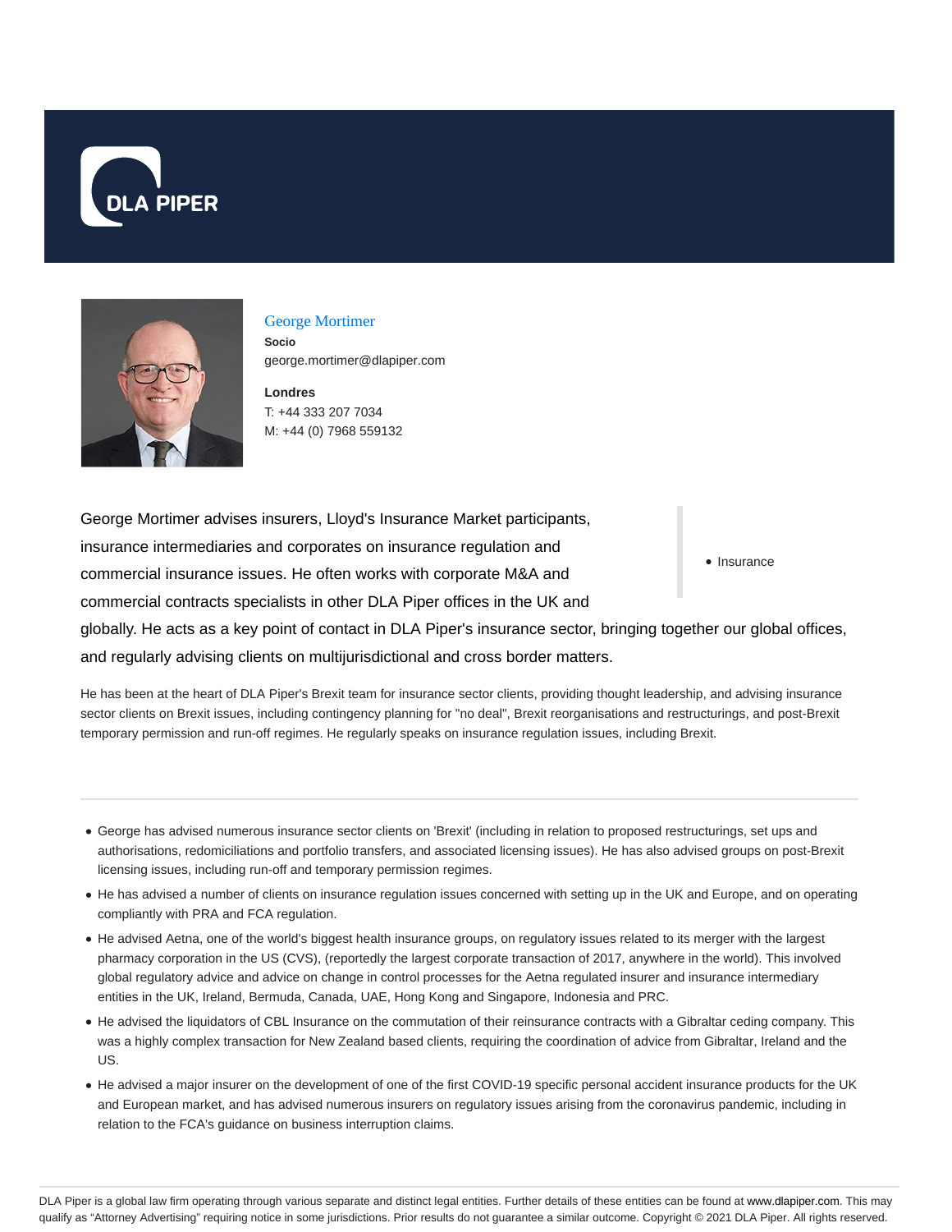# George Mortimer

**Socio**

george.mortimer@dlapiper.com

**Londres**

T: +44 333 207 7034

M: +44 (0) 7968 559132

- Insurance

George Mortimer advises insurers, Lloyd's Insurance Market participants, insurance intermediaries and corporates on insurance regulation and commercial insurance issues. He often works with corporate M&A and commercial contracts specialists in other DLA Piper offices in the UK and globally. He acts as a key point of contact in DLA Piper's insurance sector, bringing together our global offices, and regularly advising clients on multijurisdictional and cross border matters.

He has been at the heart of DLA Piper's Brexit team for insurance sector clients, providing thought leadership, and advising insurance sector clients on Brexit issues, including contingency planning for "no deal", Brexit reorganisations and restructurings, and post-Brexit temporary permission and run-off regimes. He regularly speaks on insurance regulation issues, including Brexit.

---

- George has advised numerous insurance sector clients on 'Brexit' (including in relation to proposed restructurings, set ups and authorisations, redomiciliations and portfolio transfers, and associated licensing issues). He has also advised groups on post-Brexit licensing issues, including run-off and temporary permission regimes.
- He has advised a number of clients on insurance regulation issues concerned with setting up in the UK and Europe, and on operating compliantly with PRA and FCA regulation.
- He advised Aetna, one of the world's biggest health insurance groups, on regulatory issues related to its merger with the largest pharmacy corporation in the US (CVS), (reportedly the largest corporate transaction of 2017, anywhere in the world). This involved global regulatory advice and advice on change in control processes for the Aetna regulated insurer and insurance intermediary entities in the UK, Ireland, Bermuda, Canada, UAE, Hong Kong and Singapore, Indonesia and PRC.
- He advised the liquidators of CBL Insurance on the commutation of their reinsurance contracts with a Gibraltar ceding company. This was a highly complex transaction for New Zealand based clients, requiring the coordination of advice from Gibraltar, Ireland and the US.
- He advised a major insurer on the development of one of the first COVID-19 specific personal accident insurance products for the UK and European market, and has advised numerous insurers on regulatory issues arising from the coronavirus pandemic, including in relation to the FCA's guidance on business interruption claims.

DLA Piper is a global law firm operating through various separate and distinct legal entities. Further details of these entities can be found at www.dlapiper.com. This may qualify as "Attorney Advertising" requiring notice in some jurisdictions. Prior results do not guarantee a similar outcome. Copyright © 2021 DLA Piper. All rights reserved.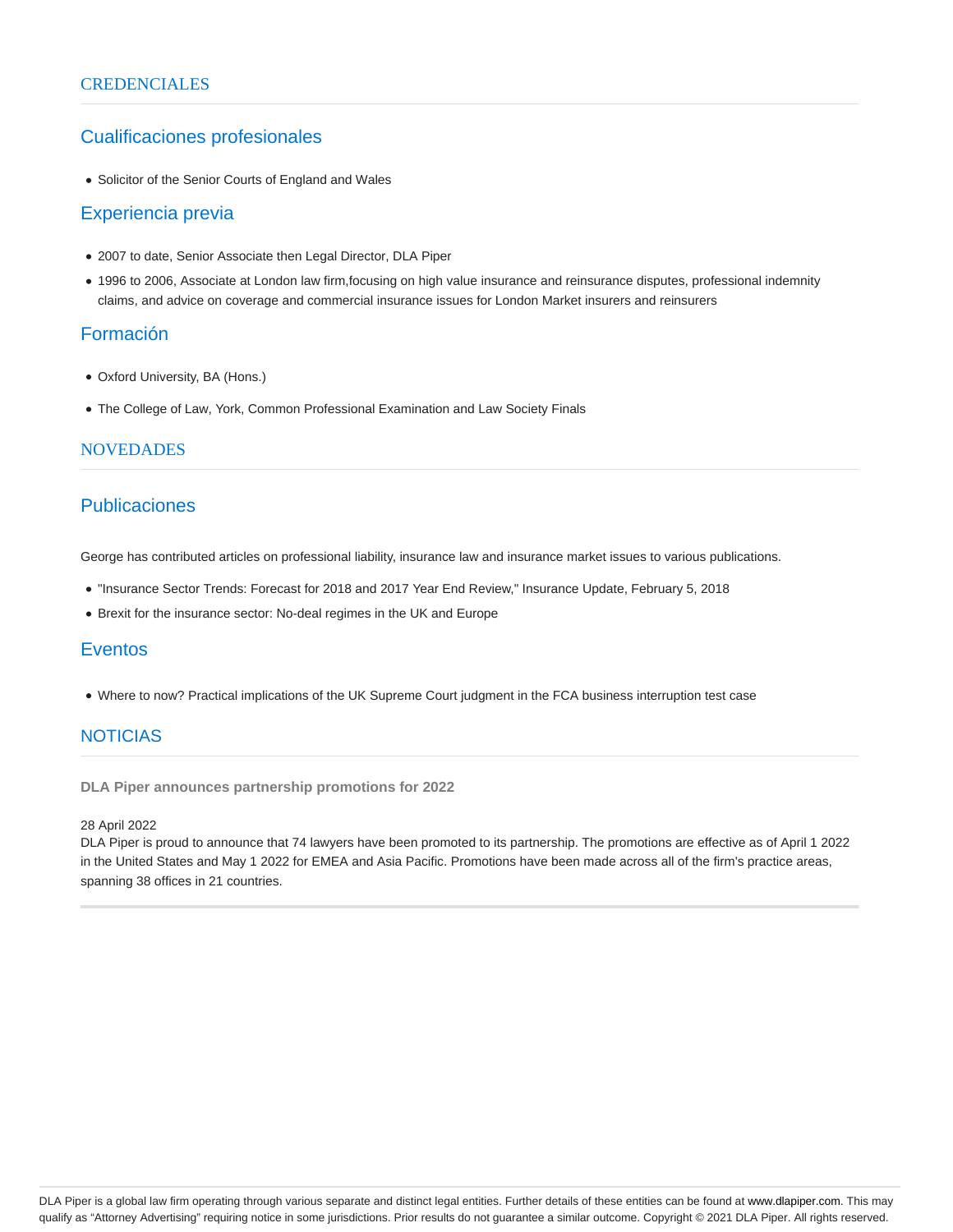## CREDENCIALES

### Cualificaciones profesionales

- Solicitor of the Senior Courts of England and Wales

### Experiencia previa

- 2007 to date, Senior Associate then Legal Director, DLA Piper
- 1996 to 2006, Associate at London law firm,focusing on high value insurance and reinsurance disputes, professional indemnity claims, and advice on coverage and commercial insurance issues for London Market insurers and reinsurers

### Formación

- Oxford University, BA (Hons.)
- The College of Law, York, Common Professional Examination and Law Society Finals

## NOVEDADES

### Publicaciones

George has contributed articles on professional liability, insurance law and insurance market issues to various publications.

- "Insurance Sector Trends: Forecast for 2018 and 2017 Year End Review," Insurance Update, February 5, 2018
- Brexit for the insurance sector: No-deal regimes in the UK and Europe

### Eventos

- Where to now? Practical implications of the UK Supreme Court judgment in the FCA business interruption test case

## NOTICIAS

**DLA Piper announces partnership promotions for 2022**

28 April 2022

DLA Piper is proud to announce that 74 lawyers have been promoted to its partnership. The promotions are effective as of April 1 2022 in the United States and May 1 2022 for EMEA and Asia Pacific. Promotions have been made across all of the firm's practice areas, spanning 38 offices in 21 countries.

DLA Piper is a global law firm operating through various separate and distinct legal entities. Further details of these entities can be found at www.dlapiper.com. This may qualify as "Attorney Advertising" requiring notice in some jurisdictions. Prior results do not guarantee a similar outcome. Copyright © 2021 DLA Piper. All rights reserved.